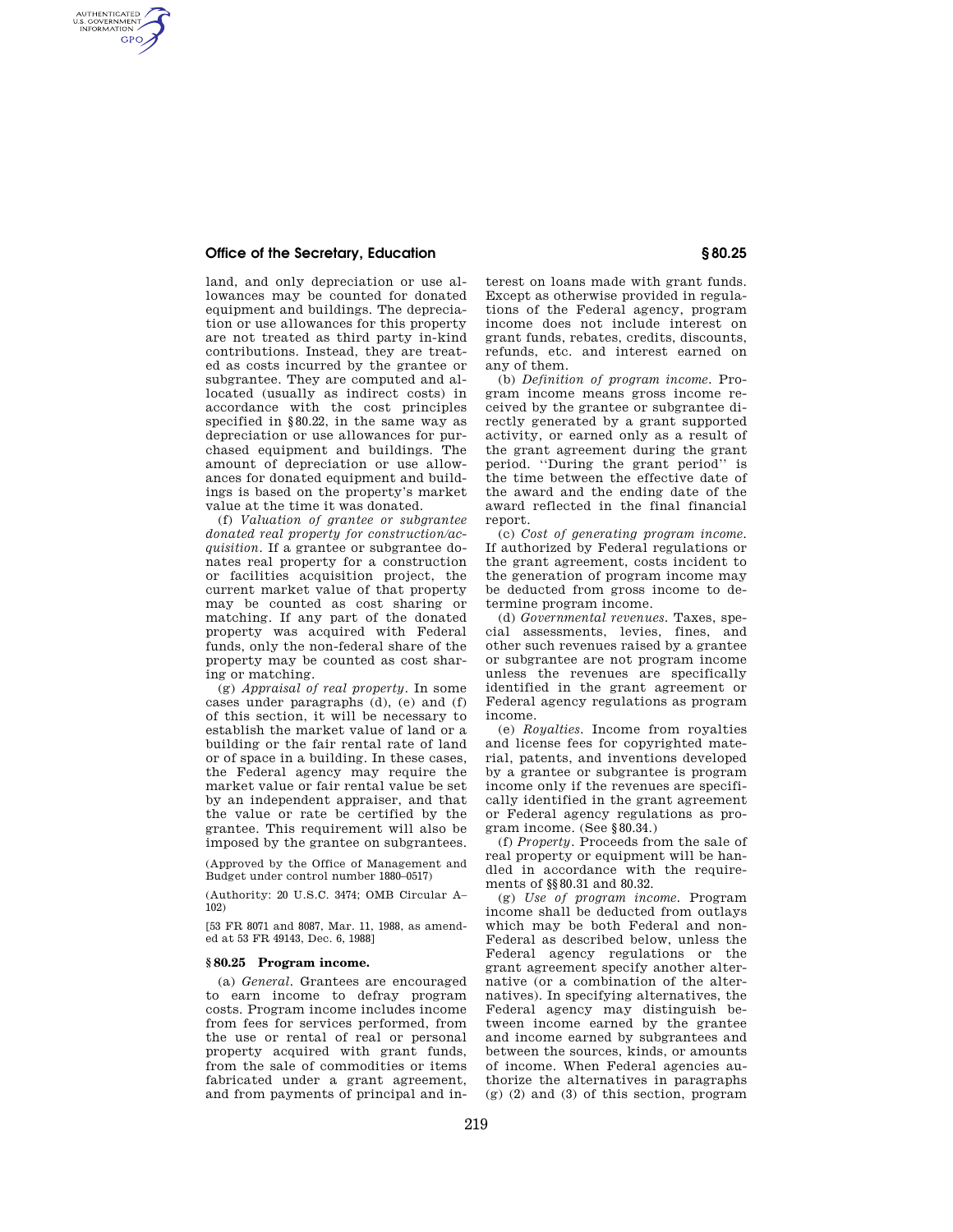land, and only depreciation or use allowances may be counted for donated equipment and buildings. The depreciation or use allowances for this property are not treated as third party in-kind contributions. Instead, they are treated as costs incurred by the grantee or subgrantee. They are computed and allocated (usually as indirect costs) in accordance with the cost principles specified in §80.22, in the same way as depreciation or use allowances for purchased equipment and buildings. The amount of depreciation or use allowances for donated equipment and buildings is based on the property's market value at the time it was donated.

(f) *Valuation of grantee or subgrantee donated real property for construction/acquisition.* If a grantee or subgrantee donates real property for a construction or facilities acquisition project, the current market value of that property may be counted as cost sharing or matching. If any part of the donated property was acquired with Federal funds, only the non-federal share of the property may be counted as cost sharing or matching.

(g) *Appraisal of real property.* In some cases under paragraphs (d), (e) and (f) of this section, it will be necessary to establish the market value of land or a building or the fair rental rate of land or of space in a building. In these cases, the Federal agency may require the market value or fair rental value be set by an independent appraiser, and that the value or rate be certified by the grantee. This requirement will also be imposed by the grantee on subgrantees.

(Approved by the Office of Management and Budget under control number 1880–0517)

(Authority: 20 U.S.C. 3474; OMB Circular A–102)

[53 FR 8071 and 8087, Mar. 11, 1988, as amended at 53 FR 49143, Dec. 6, 1988]

## § 80.25 Program income.

(a) *General.* Grantees are encouraged to earn income to defray program costs. Program income includes income from fees for services performed, from the use or rental of real or personal property acquired with grant funds, from the sale of commodities or items fabricated under a grant agreement, and from payments of principal and interest on loans made with grant funds. Except as otherwise provided in regulations of the Federal agency, program income does not include interest on grant funds, rebates, credits, discounts, refunds, etc. and interest earned on any of them.

(b) *Definition of program income.* Program income means gross income received by the grantee or subgrantee directly generated by a grant supported activity, or earned only as a result of the grant agreement during the grant period. "During the grant period" is the time between the effective date of the award and the ending date of the award reflected in the final financial report.

(c) *Cost of generating program income.* If authorized by Federal regulations or the grant agreement, costs incident to the generation of program income may be deducted from gross income to determine program income.

(d) *Governmental revenues.* Taxes, special assessments, levies, fines, and other such revenues raised by a grantee or subgrantee are not program income unless the revenues are specifically identified in the grant agreement or Federal agency regulations as program income.

(e) *Royalties.* Income from royalties and license fees for copyrighted material, patents, and inventions developed by a grantee or subgrantee is program income only if the revenues are specifically identified in the grant agreement or Federal agency regulations as program income. (See §80.34.)

(f) *Property.* Proceeds from the sale of real property or equipment will be handled in accordance with the requirements of §§80.31 and 80.32.

(g) *Use of program income.* Program income shall be deducted from outlays which may be both Federal and non-Federal as described below, unless the Federal agency regulations or the grant agreement specify another alternative (or a combination of the alternatives). In specifying alternatives, the Federal agency may distinguish between income earned by the grantee and income earned by subgrantees and between the sources, kinds, or amounts of income. When Federal agencies authorize the alternatives in paragraphs (g) (2) and (3) of this section, program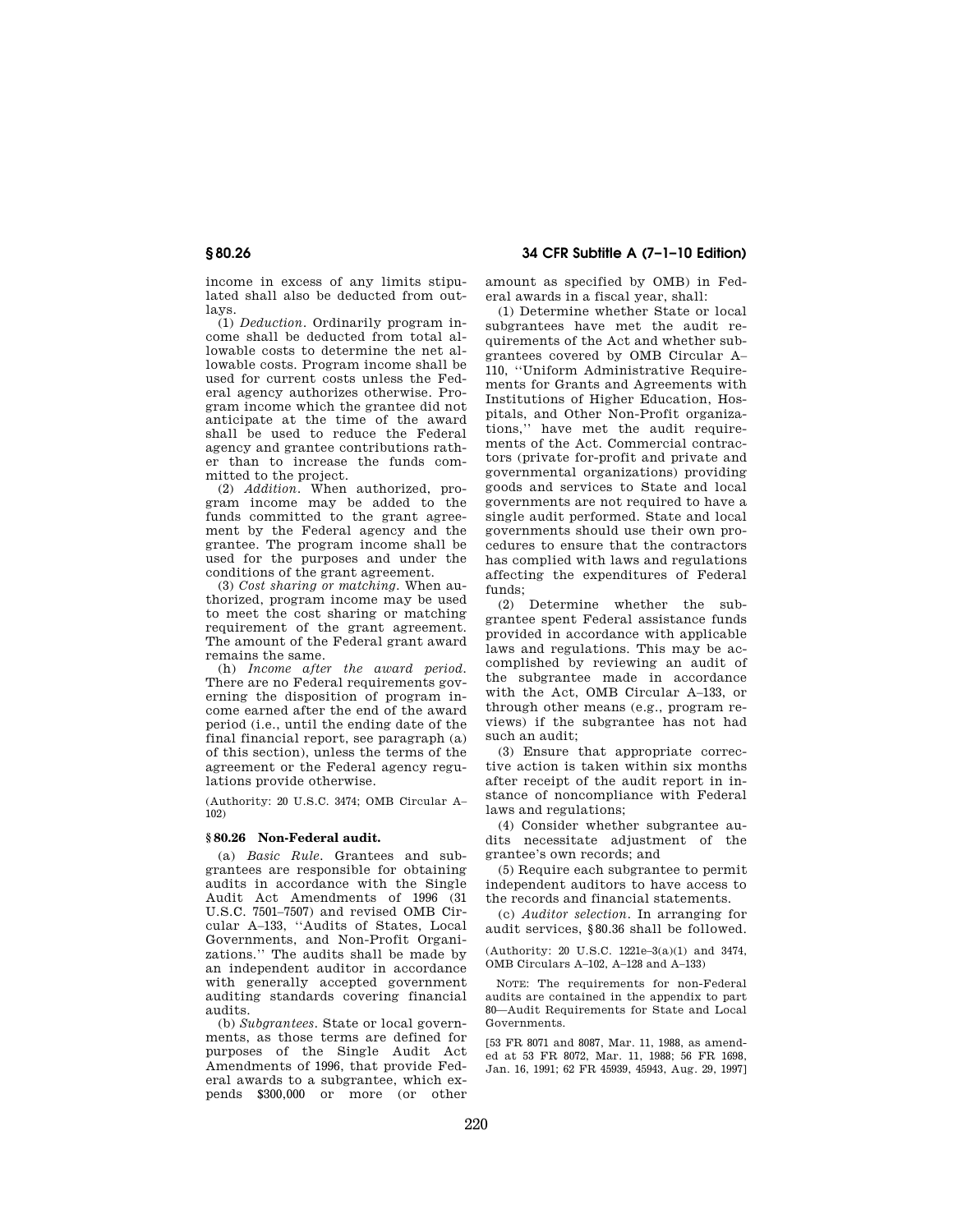income in excess of any limits stipulated shall also be deducted from outlays.

(1) *Deduction*. Ordinarily program income shall be deducted from total allowable costs to determine the net allowable costs. Program income shall be used for current costs unless the Federal agency authorizes otherwise. Program income which the grantee did not anticipate at the time of the award shall be used to reduce the Federal agency and grantee contributions rather than to increase the funds committed to the project.

(2) *Addition*. When authorized, program income may be added to the funds committed to the grant agreement by the Federal agency and the grantee. The program income shall be used for the purposes and under the conditions of the grant agreement.

(3) *Cost sharing or matching*. When authorized, program income may be used to meet the cost sharing or matching requirement of the grant agreement. The amount of the Federal grant award remains the same.

(h) *Income after the award period*. There are no Federal requirements governing the disposition of program income earned after the end of the award period (i.e., until the ending date of the final financial report, see paragraph (a) of this section), unless the terms of the agreement or the Federal agency regulations provide otherwise.

(Authority: 20 U.S.C. 3474; OMB Circular A–102)

## § 80.26 Non-Federal audit.

(a) *Basic Rule*. Grantees and subgrantees are responsible for obtaining audits in accordance with the Single Audit Act Amendments of 1996 (31 U.S.C. 7501–7507) and revised OMB Circular A–133, ''Audits of States, Local Governments, and Non-Profit Organizations.'' The audits shall be made by an independent auditor in accordance with generally accepted government auditing standards covering financial audits.

(b) *Subgrantees*. State or local governments, as those terms are defined for purposes of the Single Audit Act Amendments of 1996, that provide Federal awards to a subgrantee, which expends $300,000 or more (or other amount as specified by OMB) in Federal awards in a fiscal year, shall:

(1) Determine whether State or local subgrantees have met the audit requirements of the Act and whether subgrantees covered by OMB Circular A–110, ''Uniform Administrative Requirements for Grants and Agreements with Institutions of Higher Education, Hospitals, and Other Non-Profit organizations,'' have met the audit requirements of the Act. Commercial contractors (private for-profit and private and governmental organizations) providing goods and services to State and local governments are not required to have a single audit performed. State and local governments should use their own procedures to ensure that the contractors has complied with laws and regulations affecting the expenditures of Federal funds;

(2) Determine whether the subgrantee spent Federal assistance funds provided in accordance with applicable laws and regulations. This may be accomplished by reviewing an audit of the subgrantee made in accordance with the Act, OMB Circular A–133, or through other means (e.g., program reviews) if the subgrantee has not had such an audit;

(3) Ensure that appropriate corrective action is taken within six months after receipt of the audit report in instance of noncompliance with Federal laws and regulations;

(4) Consider whether subgrantee audits necessitate adjustment of the grantee's own records; and

(5) Require each subgrantee to permit independent auditors to have access to the records and financial statements.

(c) *Auditor selection*. In arranging for audit services, § 80.36 shall be followed.

(Authority: 20 U.S.C. 1221e–3(a)(1) and 3474, OMB Circulars A–102, A–128 and A–133)

NOTE: The requirements for non-Federal audits are contained in the appendix to part 80—Audit Requirements for State and Local Governments.

[53 FR 8071 and 8087, Mar. 11, 1988, as amended at 53 FR 8072, Mar. 11, 1988; 56 FR 1698, Jan. 16, 1991; 62 FR 45939, 45943, Aug. 29, 1997]